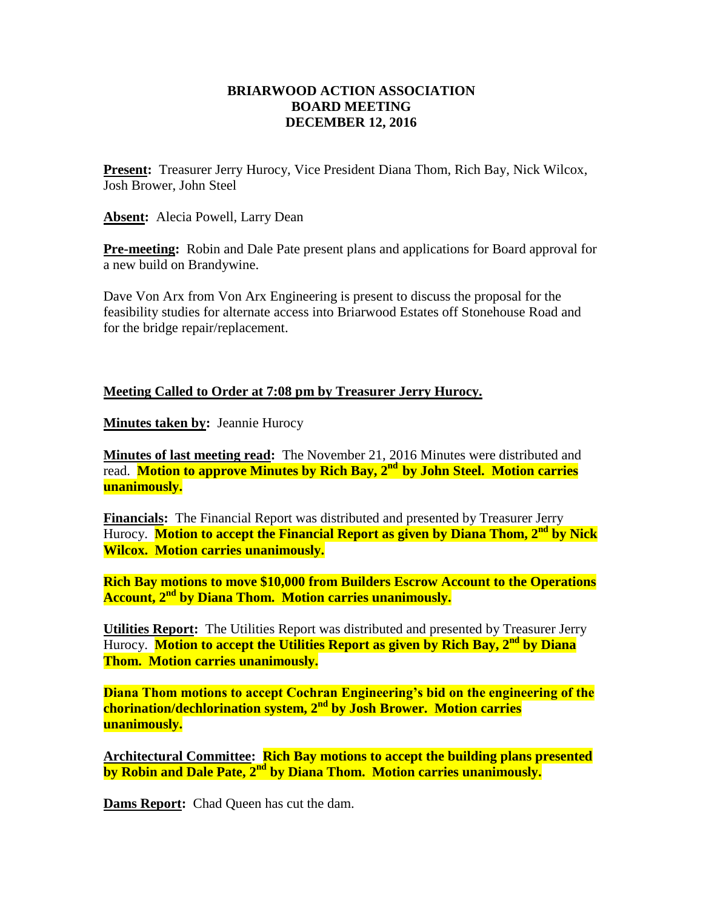**BRIARWOOD ACTION ASSOCIATION**
**BOARD MEETING**
**DECEMBER 12, 2016**

**Present:** Treasurer Jerry Hurocy, Vice President Diana Thom, Rich Bay, Nick Wilcox, Josh Brower, John Steel

**Absent:** Alecia Powell, Larry Dean

**Pre-meeting:** Robin and Dale Pate present plans and applications for Board approval for a new build on Brandywine.

Dave Von Arx from Von Arx Engineering is present to discuss the proposal for the feasibility studies for alternate access into Briarwood Estates off Stonehouse Road and for the bridge repair/replacement.

**Meeting Called to Order at 7:08 pm by Treasurer Jerry Hurocy.**

**Minutes taken by:** Jeannie Hurocy

**Minutes of last meeting read:** The November 21, 2016 Minutes were distributed and read. **Motion to approve Minutes by Rich Bay, 2nd by John Steel. Motion carries unanimously.**

**Financials:** The Financial Report was distributed and presented by Treasurer Jerry Hurocy. **Motion to accept the Financial Report as given by Diana Thom, 2nd by Nick Wilcox. Motion carries unanimously.**

**Rich Bay motions to move $10,000 from Builders Escrow Account to the Operations Account, 2nd by Diana Thom. Motion carries unanimously.**

**Utilities Report:** The Utilities Report was distributed and presented by Treasurer Jerry Hurocy. **Motion to accept the Utilities Report as given by Rich Bay, 2nd by Diana Thom. Motion carries unanimously.**

**Diana Thom motions to accept Cochran Engineering's bid on the engineering of the chorination/dechlorination system, 2nd by Josh Brower. Motion carries unanimously.**

**Architectural Committee:** **Rich Bay motions to accept the building plans presented by Robin and Dale Pate, 2nd by Diana Thom. Motion carries unanimously.**

**Dams Report:** Chad Queen has cut the dam.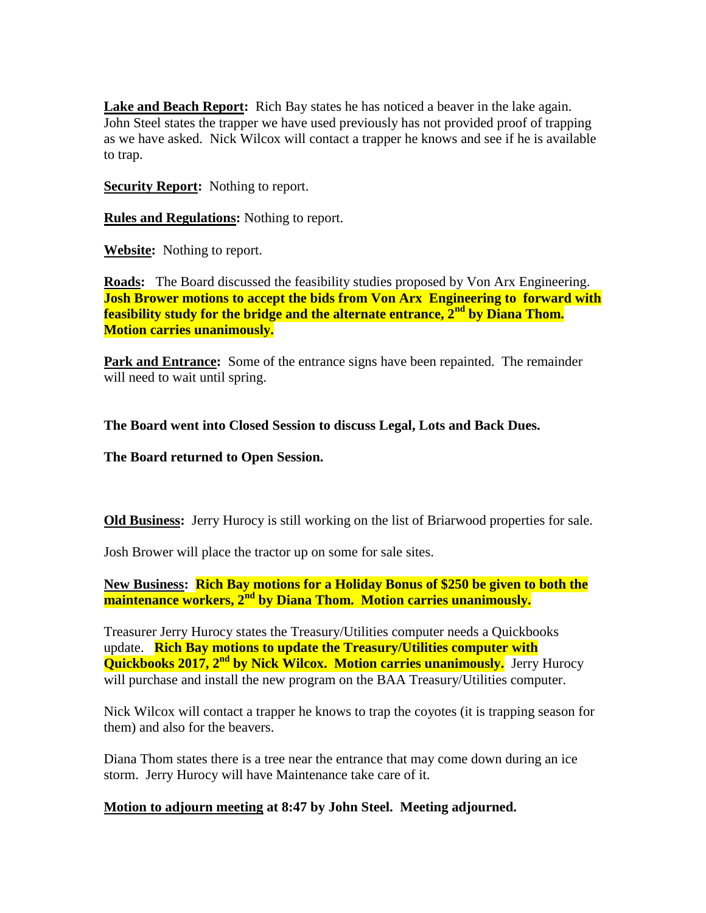**Lake and Beach Report:** Rich Bay states he has noticed a beaver in the lake again. John Steel states the trapper we have used previously has not provided proof of trapping as we have asked. Nick Wilcox will contact a trapper he knows and see if he is available to trap.

**Security Report:** Nothing to report.

**Rules and Regulations:** Nothing to report.

**Website:** Nothing to report.

**Roads:** The Board discussed the feasibility studies proposed by Von Arx Engineering. **Josh Brower motions to accept the bids from Von Arx Engineering to forward with feasibility study for the bridge and the alternate entrance, 2nd by Diana Thom. Motion carries unanimously.**

**Park and Entrance:** Some of the entrance signs have been repainted. The remainder will need to wait until spring.

**The Board went into Closed Session to discuss Legal, Lots and Back Dues.**

**The Board returned to Open Session.**

**Old Business:** Jerry Hurocy is still working on the list of Briarwood properties for sale.

Josh Brower will place the tractor up on some for sale sites.

**New Business:** **Rich Bay motions for a Holiday Bonus of $250 be given to both the maintenance workers, 2nd by Diana Thom. Motion carries unanimously.**

Treasurer Jerry Hurocy states the Treasury/Utilities computer needs a Quickbooks update. **Rich Bay motions to update the Treasury/Utilities computer with Quickbooks 2017, 2nd by Nick Wilcox. Motion carries unanimously.** Jerry Hurocy will purchase and install the new program on the BAA Treasury/Utilities computer.

Nick Wilcox will contact a trapper he knows to trap the coyotes (it is trapping season for them) and also for the beavers.

Diana Thom states there is a tree near the entrance that may come down during an ice storm. Jerry Hurocy will have Maintenance take care of it.

**Motion to adjourn meeting at 8:47 by John Steel. Meeting adjourned.**